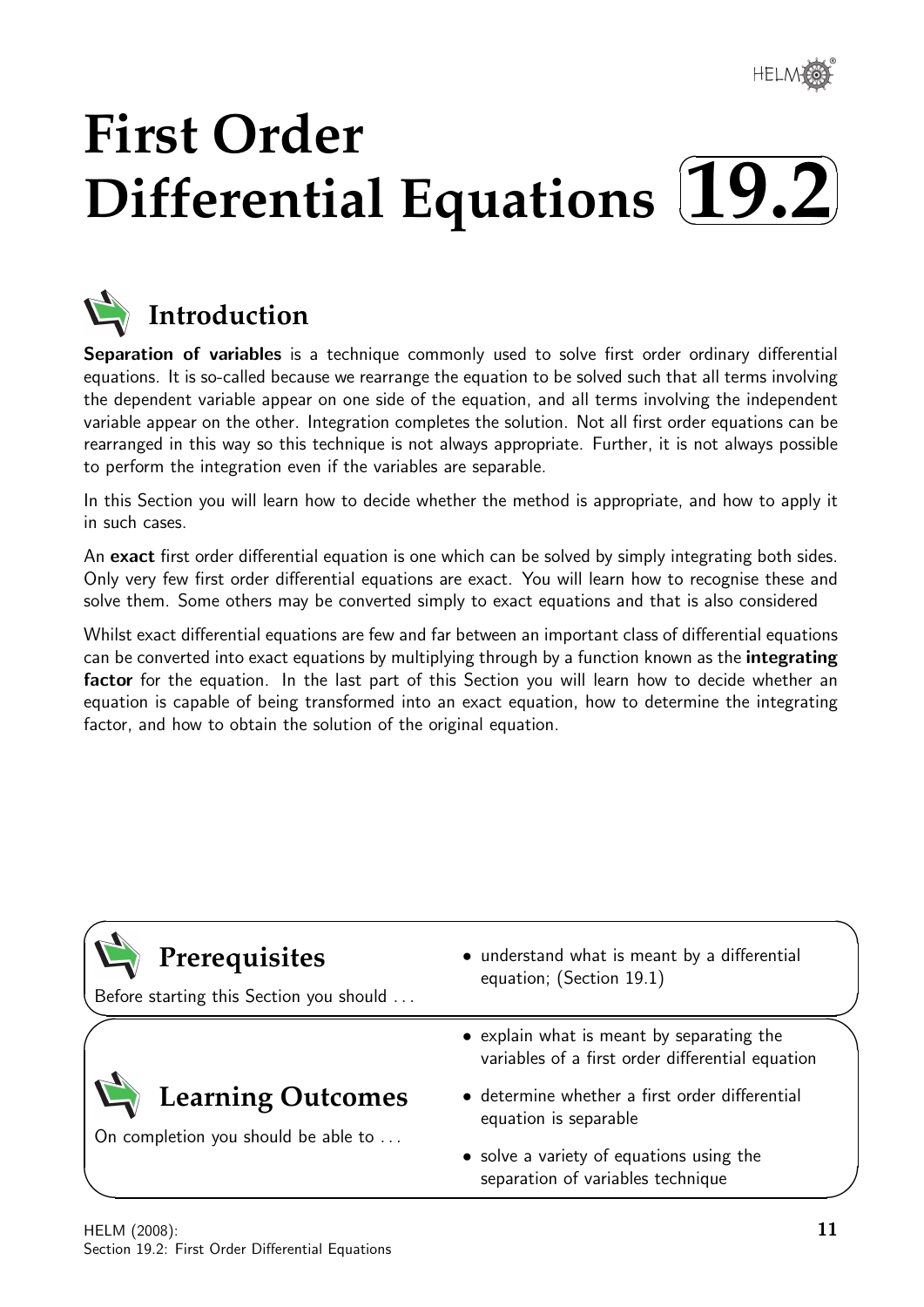# First Order Differential Equations 19.2

## Introduction

**Separation of variables** is a technique commonly used to solve first order ordinary differential equations. It is so-called because we rearrange the equation to be solved such that all terms involving the dependent variable appear on one side of the equation, and all terms involving the independent variable appear on the other. Integration completes the solution. Not all first order equations can be rearranged in this way so this technique is not always appropriate. Further, it is not always possible to perform the integration even if the variables are separable.

In this Section you will learn how to decide whether the method is appropriate, and how to apply it in such cases.

An **exact** first order differential equation is one which can be solved by simply integrating both sides. Only very few first order differential equations are exact. You will learn how to recognise these and solve them. Some others may be converted simply to exact equations and that is also considered

Whilst exact differential equations are few and far between an important class of differential equations can be converted into exact equations by multiplying through by a function known as the **integrating factor** for the equation. In the last part of this Section you will learn how to decide whether an equation is capable of being transformed into an exact equation, how to determine the integrating factor, and how to obtain the solution of the original equation.

## Prerequisites

Before starting this Section you should ...

- understand what is meant by a differential equation; (Section 19.1)

## Learning Outcomes

On completion you should be able to ...

- explain what is meant by separating the variables of a first order differential equation
- determine whether a first order differential equation is separable
- solve a variety of equations using the separation of variables technique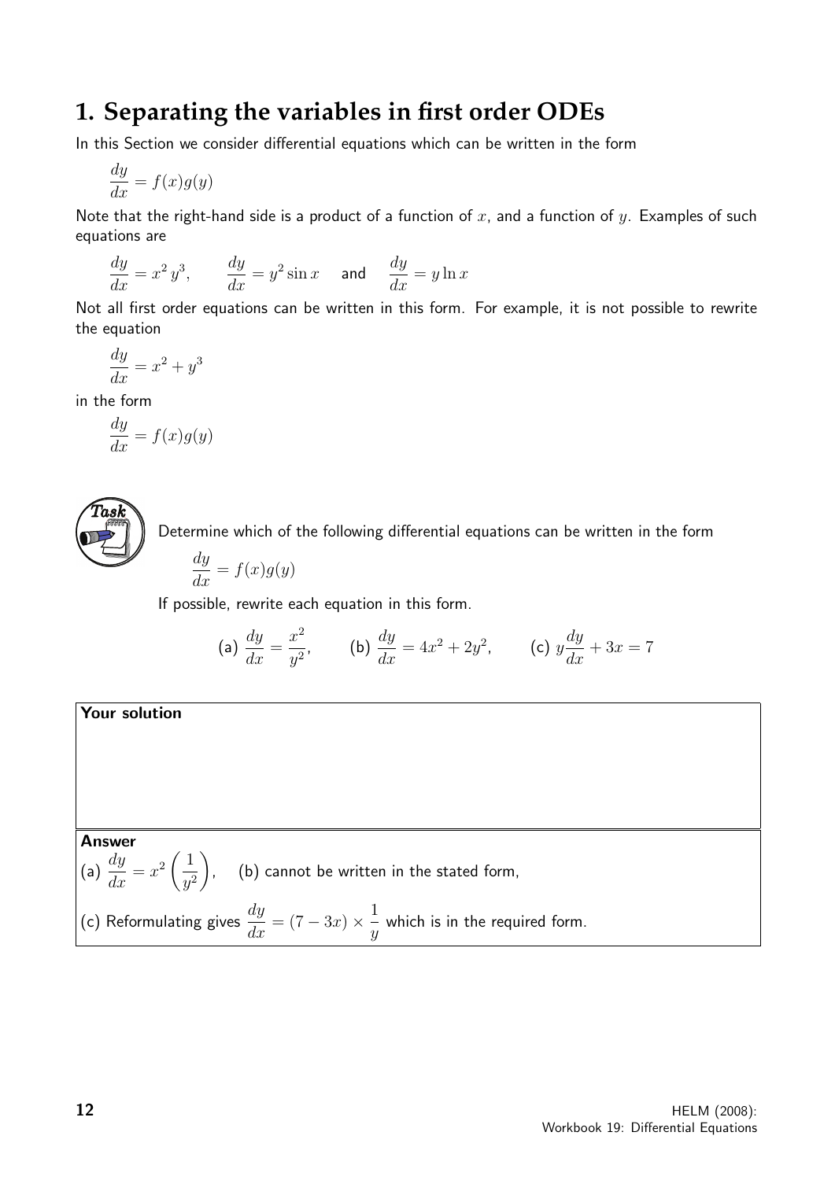## 1. Separating the variables in first order ODEs

In this Section we consider differential equations which can be written in the form

$$\frac{dy}{dx} = f(x)g(y)$$

Note that the right-hand side is a product of a function of $x$, and a function of $y$. Examples of such equations are

$$\frac{dy}{dx} = x^2\,y^3, \qquad \frac{dy}{dx} = y^2 \sin x \quad \text{and} \quad \frac{dy}{dx} = y \ln x$$

Not all first order equations can be written in this form. For example, it is not possible to rewrite the equation

$$\frac{dy}{dx} = x^2 + y^3$$

in the form

$$\frac{dy}{dx} = f(x)g(y)$$

**Task**

Determine which of the following differential equations can be written in the form

$$\frac{dy}{dx} = f(x)g(y)$$

If possible, rewrite each equation in this form.

(a) $\dfrac{dy}{dx} = \dfrac{x^2}{y^2}$, (b) $\dfrac{dy}{dx} = 4x^2 + 2y^2$, (c) $y\dfrac{dy}{dx} + 3x = 7$

**Your solution**

**Answer**

(a) $\dfrac{dy}{dx} = x^2\left(\dfrac{1}{y^2}\right)$, (b) cannot be written in the stated form,

(c) Reformulating gives $\dfrac{dy}{dx} = (7 - 3x) \times \dfrac{1}{y}$ which is in the required form.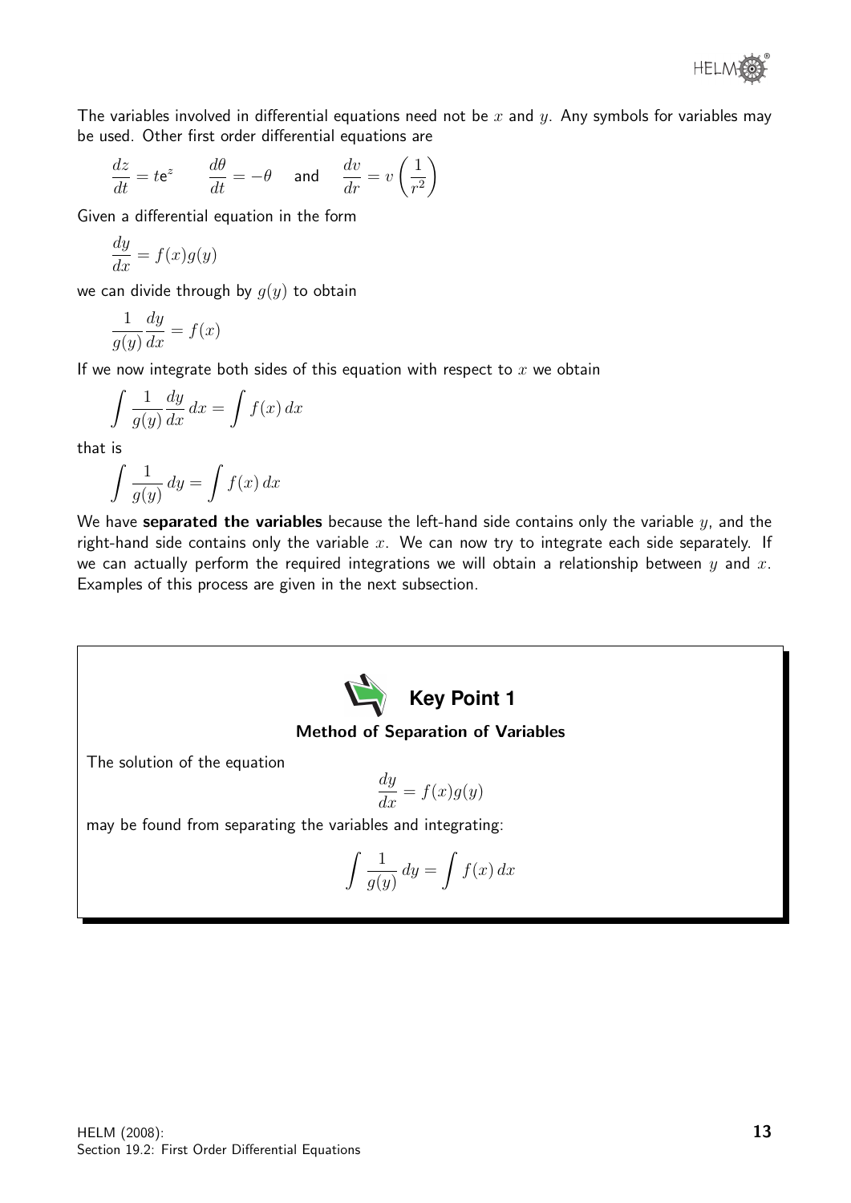The variables involved in differential equations need not be $x$ and $y$. Any symbols for variables may be used. Other first order differential equations are

$$\frac{dz}{dt} = te^{z} \qquad \frac{d\theta}{dt} = -\theta \quad \text{and} \quad \frac{dv}{dr} = v\left(\frac{1}{r^2}\right)$$

Given a differential equation in the form

$$\frac{dy}{dx} = f(x)g(y)$$

we can divide through by $g(y)$ to obtain

$$\frac{1}{g(y)}\frac{dy}{dx} = f(x)$$

If we now integrate both sides of this equation with respect to $x$ we obtain

$$\int \frac{1}{g(y)}\frac{dy}{dx}\,dx = \int f(x)\,dx$$

that is

$$\int \frac{1}{g(y)}\,dy = \int f(x)\,dx$$

We have **separated the variables** because the left-hand side contains only the variable $y$, and the right-hand side contains only the variable $x$. We can now try to integrate each side separately. If we can actually perform the required integrations we will obtain a relationship between $y$ and $x$. Examples of this process are given in the next subsection.

**Key Point 1**

**Method of Separation of Variables**

The solution of the equation

$$\frac{dy}{dx} = f(x)g(y)$$

may be found from separating the variables and integrating:

$$\int \frac{1}{g(y)}\,dy = \int f(x)\,dx$$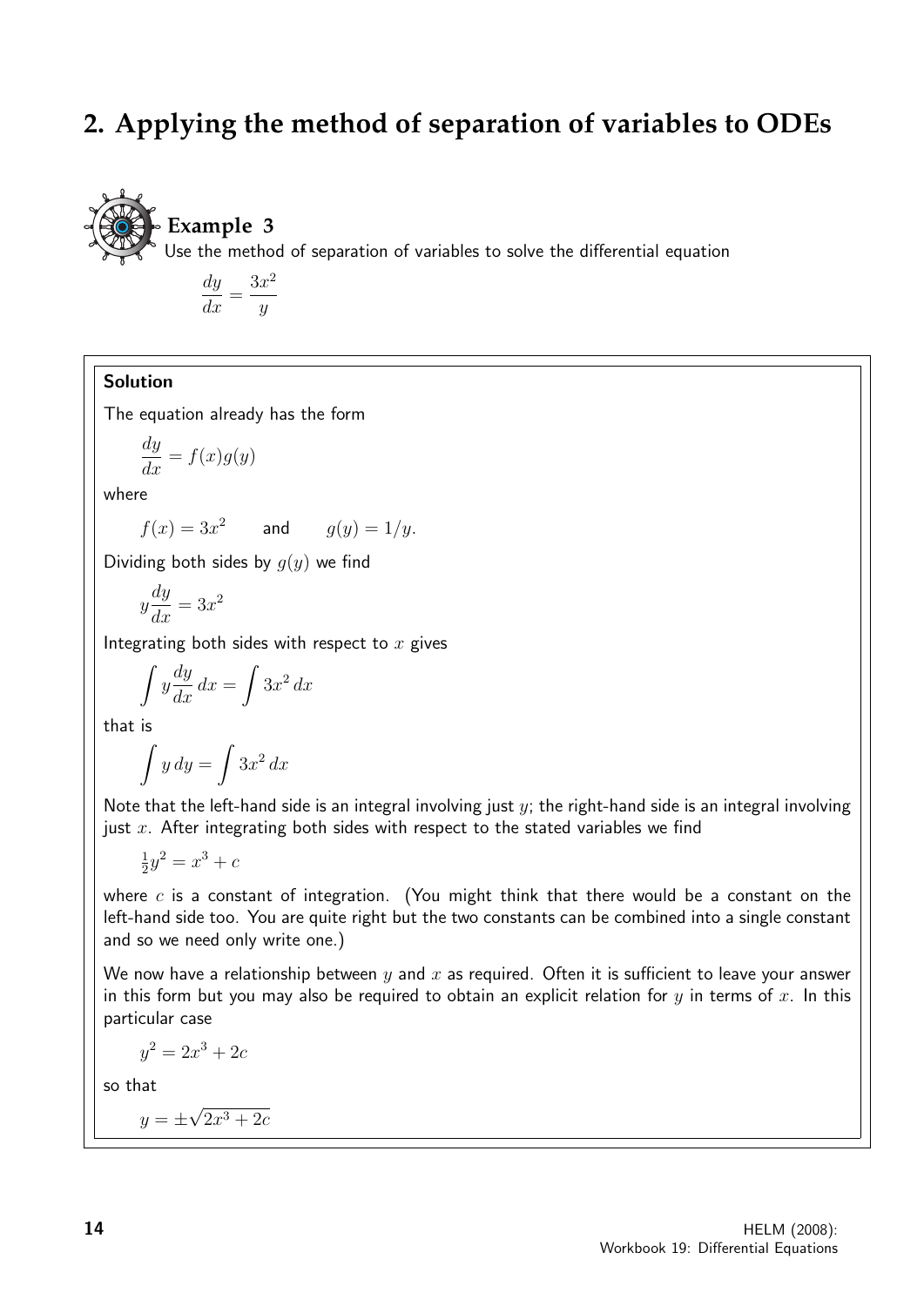## 2. Applying the method of separation of variables to ODEs

**Example 3**

Use the method of separation of variables to solve the differential equation

$$\frac{dy}{dx} = \frac{3x^2}{y}$$

**Solution**

The equation already has the form

$$\frac{dy}{dx} = f(x)g(y)$$

where

$$f(x) = 3x^2 \qquad \text{and} \qquad g(y) = 1/y.$$

Dividing both sides by $g(y)$ we find

$$y\frac{dy}{dx} = 3x^2$$

Integrating both sides with respect to $x$ gives

$$\int y\frac{dy}{dx}\,dx = \int 3x^2\,dx$$

that is

$$\int y\,dy = \int 3x^2\,dx$$

Note that the left-hand side is an integral involving just $y$; the right-hand side is an integral involving just $x$. After integrating both sides with respect to the stated variables we find

$$\tfrac{1}{2}y^2 = x^3 + c$$

where $c$ is a constant of integration. (You might think that there would be a constant on the left-hand side too. You are quite right but the two constants can be combined into a single constant and so we need only write one.)

We now have a relationship between $y$ and $x$ as required. Often it is sufficient to leave your answer in this form but you may also be required to obtain an explicit relation for $y$ in terms of $x$. In this particular case

$$y^2 = 2x^3 + 2c$$

so that

$$y = \pm\sqrt{2x^3 + 2c}$$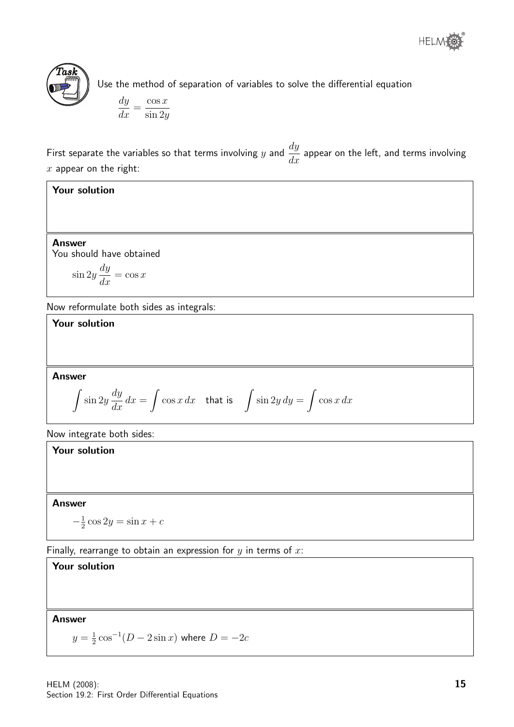**Task**

Use the method of separation of variables to solve the differential equation

$$\frac{dy}{dx} = \frac{\cos x}{\sin 2y}$$

First separate the variables so that terms involving $y$ and $\frac{dy}{dx}$ appear on the left, and terms involving $x$ appear on the right:

**Your solution**

**Answer**

You should have obtained

$$\sin 2y \frac{dy}{dx} = \cos x$$

Now reformulate both sides as integrals:

**Your solution**

**Answer**

$$\int \sin 2y \frac{dy}{dx}\, dx = \int \cos x\, dx \quad \text{that is} \quad \int \sin 2y\, dy = \int \cos x\, dx$$

Now integrate both sides:

**Your solution**

**Answer**

$$-\tfrac{1}{2}\cos 2y = \sin x + c$$

Finally, rearrange to obtain an expression for $y$ in terms of $x$:

**Your solution**

**Answer**

$y = \frac{1}{2}\cos^{-1}(D - 2\sin x)$ where $D = -2c$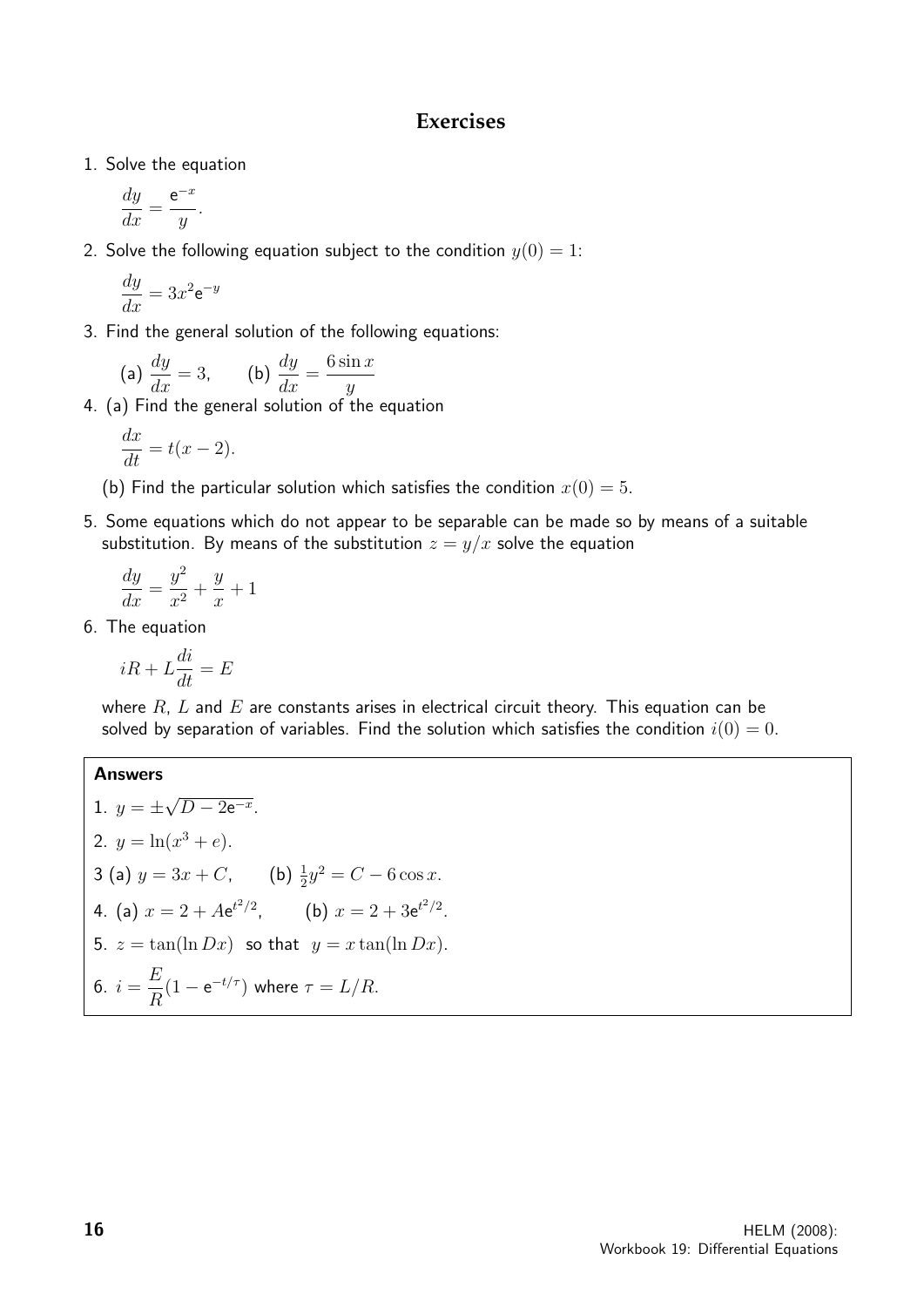## Exercises

1. Solve the equation

$$\frac{dy}{dx} = \frac{e^{-x}}{y}.$$

2. Solve the following equation subject to the condition $y(0) = 1$:

$$\frac{dy}{dx} = 3x^2 e^{-y}$$

3. Find the general solution of the following equations:

(a) $\dfrac{dy}{dx} = 3,$ (b) $\dfrac{dy}{dx} = \dfrac{6\sin x}{y}$

4. (a) Find the general solution of the equation

$$\frac{dx}{dt} = t(x-2).$$

(b) Find the particular solution which satisfies the condition $x(0) = 5$.

5. Some equations which do not appear to be separable can be made so by means of a suitable substitution. By means of the substitution $z = y/x$ solve the equation

$$\frac{dy}{dx} = \frac{y^2}{x^2} + \frac{y}{x} + 1$$

6. The equation

$$iR + L\frac{di}{dt} = E$$

where $R$, $L$ and $E$ are constants arises in electrical circuit theory. This equation can be solved by separation of variables. Find the solution which satisfies the condition $i(0) = 0$.

**Answers**

1. $y = \pm\sqrt{D - 2e^{-x}}$.

2. $y = \ln(x^3 + e)$.

3 (a) $y = 3x + C,$ (b) $\frac{1}{2}y^2 = C - 6\cos x$.

4. (a) $x = 2 + Ae^{t^2/2}$, (b) $x = 2 + 3e^{t^2/2}$.

5. $z = \tan(\ln Dx)$ so that $y = x\tan(\ln Dx)$.

6. $i = \dfrac{E}{R}(1 - e^{-t/\tau})$ where $\tau = L/R$.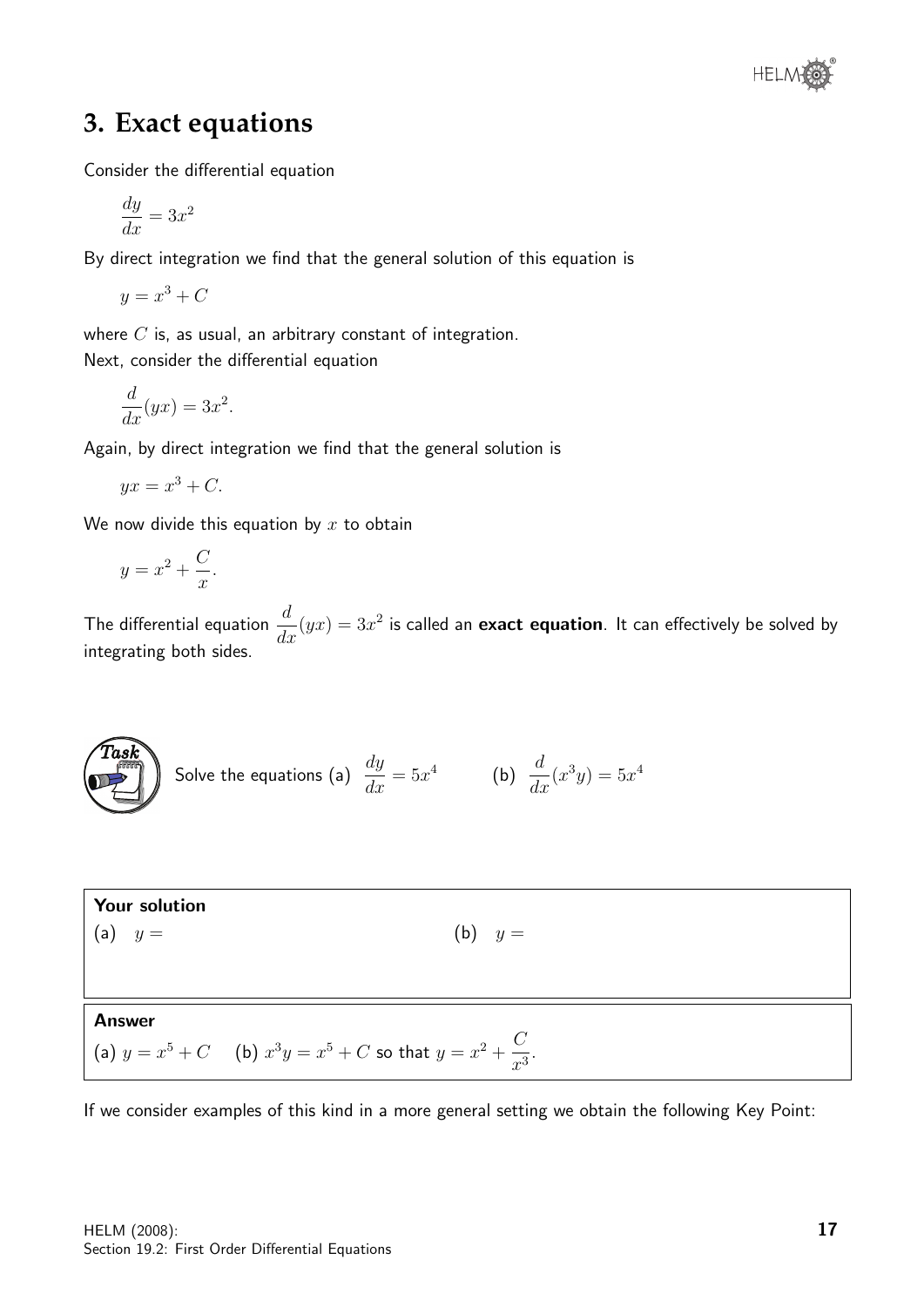## 3. Exact equations

Consider the differential equation

$$\frac{dy}{dx} = 3x^2$$

By direct integration we find that the general solution of this equation is

$$y = x^3 + C$$

where $C$ is, as usual, an arbitrary constant of integration.
Next, consider the differential equation

$$\frac{d}{dx}(yx) = 3x^2.$$

Again, by direct integration we find that the general solution is

$$yx = x^3 + C.$$

We now divide this equation by $x$ to obtain

$$y = x^2 + \frac{C}{x}.$$

The differential equation $\dfrac{d}{dx}(yx) = 3x^2$ is called an **exact equation**. It can effectively be solved by integrating both sides.

**Task**

Solve the equations (a) $\dfrac{dy}{dx} = 5x^4$ (b) $\dfrac{d}{dx}(x^3y) = 5x^4$

**Your solution**

(a) $y =$ (b) $y =$

**Answer**

(a) $y = x^5 + C$ (b) $x^3y = x^5 + C$ so that $y = x^2 + \dfrac{C}{x^3}$.

If we consider examples of this kind in a more general setting we obtain the following Key Point: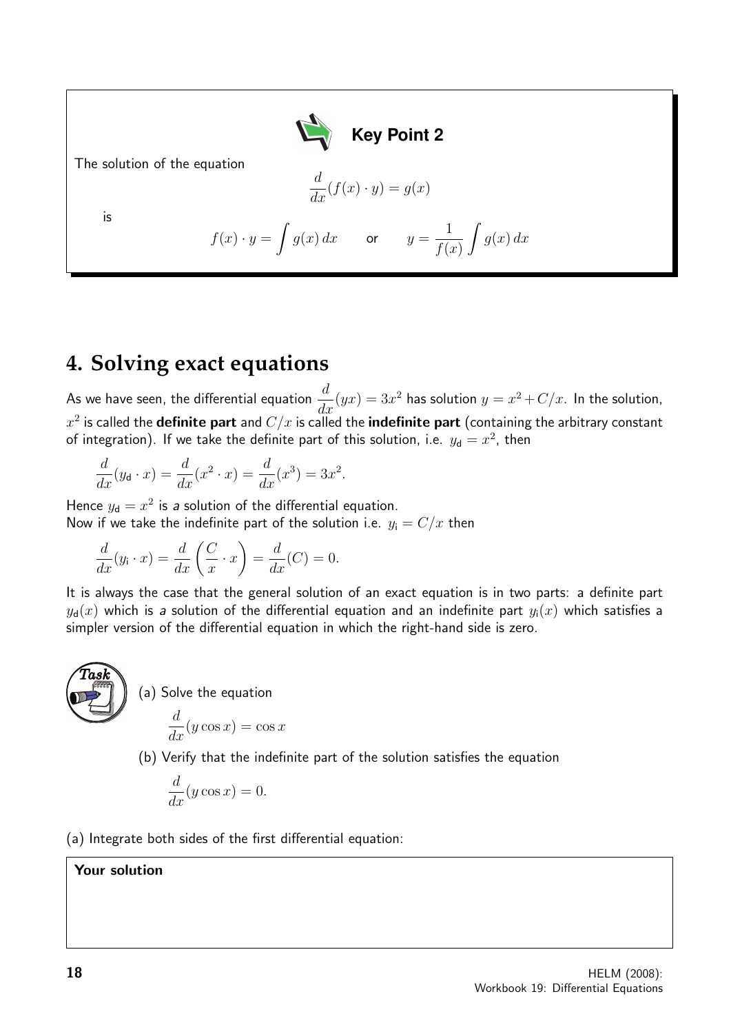**Key Point 2**

The solution of the equation

$$\frac{d}{dx}(f(x) \cdot y) = g(x)$$

is

$$f(x) \cdot y = \int g(x)\, dx \qquad \text{or} \qquad y = \frac{1}{f(x)} \int g(x)\, dx$$

## 4. Solving exact equations

As we have seen, the differential equation $\dfrac{d}{dx}(yx) = 3x^2$ has solution $y = x^2 + C/x$. In the solution, $x^2$ is called the **definite part** and $C/x$ is called the **indefinite part** (containing the arbitrary constant of integration). If we take the definite part of this solution, i.e. $y_{\mathsf{d}} = x^2$, then

$$\frac{d}{dx}(y_{\mathsf{d}} \cdot x) = \frac{d}{dx}(x^2 \cdot x) = \frac{d}{dx}(x^3) = 3x^2.$$

Hence $y_{\mathsf{d}} = x^2$ is *a* solution of the differential equation.
Now if we take the indefinite part of the solution i.e. $y_{\mathsf{i}} = C/x$ then

$$\frac{d}{dx}(y_{\mathsf{i}} \cdot x) = \frac{d}{dx}\left(\frac{C}{x} \cdot x\right) = \frac{d}{dx}(C) = 0.$$

It is always the case that the general solution of an exact equation is in two parts: a definite part $y_{\mathsf{d}}(x)$ which is *a* solution of the differential equation and an indefinite part $y_{\mathsf{i}}(x)$ which satisfies a simpler version of the differential equation in which the right-hand side is zero.

**Task**

(a) Solve the equation

$$\frac{d}{dx}(y \cos x) = \cos x$$

(b) Verify that the indefinite part of the solution satisfies the equation

$$\frac{d}{dx}(y \cos x) = 0.$$

(a) Integrate both sides of the first differential equation:

**Your solution**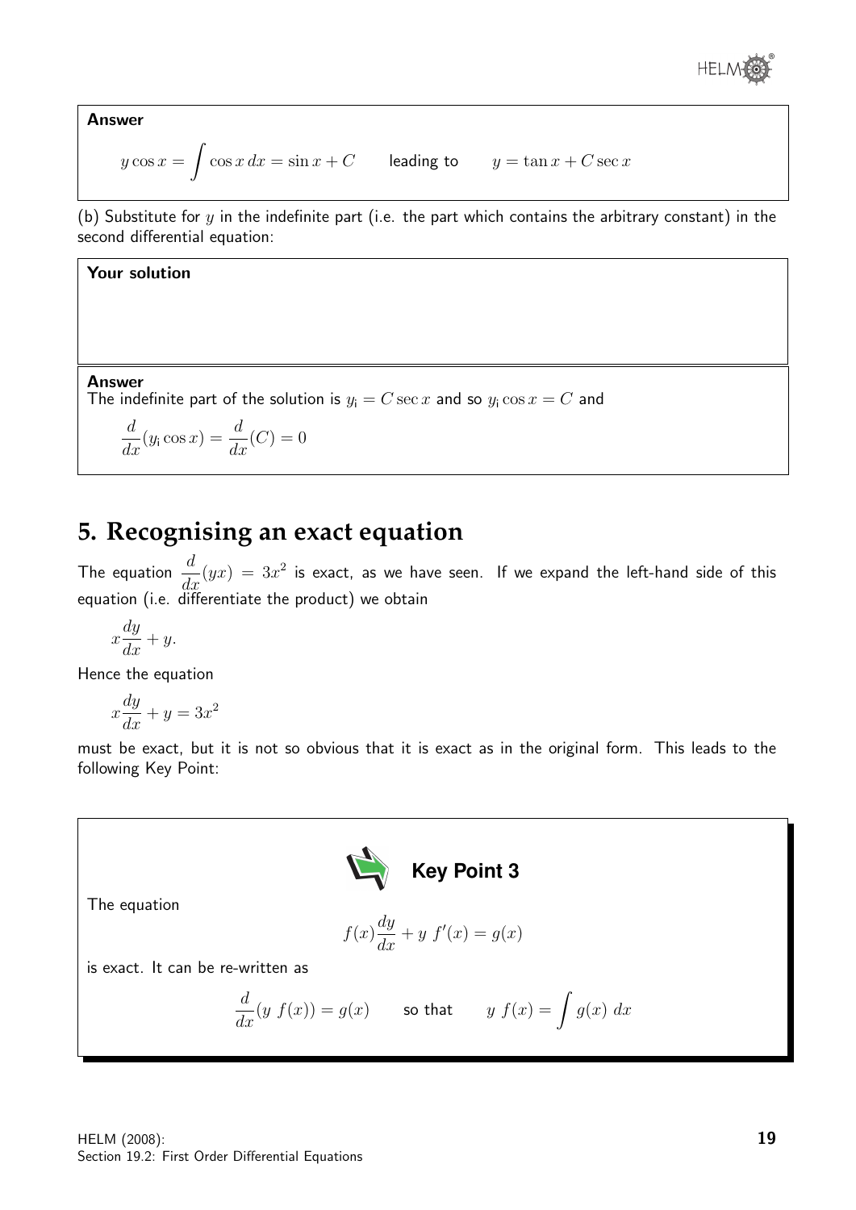**Answer**

$$y\cos x = \int \cos x\, dx = \sin x + C \qquad \text{leading to} \qquad y = \tan x + C\sec x$$

(b) Substitute for $y$ in the indefinite part (i.e. the part which contains the arbitrary constant) in the second differential equation:

**Your solution**

**Answer**

The indefinite part of the solution is $y_i = C\sec x$ and so $y_i \cos x = C$ and

$$\frac{d}{dx}(y_i \cos x) = \frac{d}{dx}(C) = 0$$

## 5. Recognising an exact equation

The equation $\dfrac{d}{dx}(yx) = 3x^2$ is exact, as we have seen. If we expand the left-hand side of this equation (i.e. differentiate the product) we obtain

$$x\frac{dy}{dx} + y.$$

Hence the equation

$$x\frac{dy}{dx} + y = 3x^2$$

must be exact, but it is not so obvious that it is exact as in the original form. This leads to the following Key Point:

**Key Point 3**

The equation

$$f(x)\frac{dy}{dx} + y\ f'(x) = g(x)$$

is exact. It can be re-written as

$$\frac{d}{dx}(y\ f(x)) = g(x) \qquad \text{so that} \qquad y\ f(x) = \int g(x)\ dx$$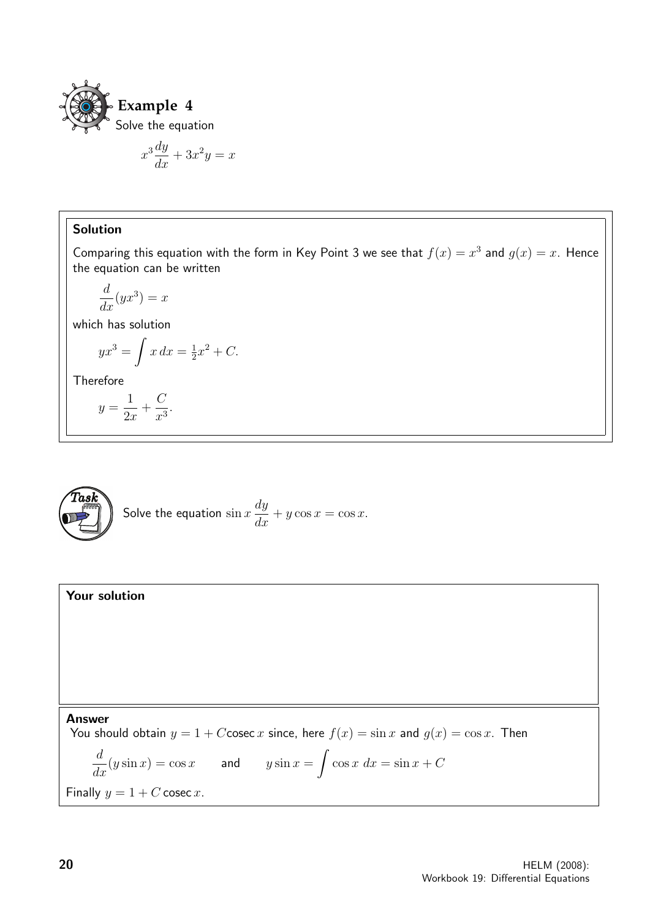## Example 4

Solve the equation

$$x^3 \frac{dy}{dx} + 3x^2 y = x$$

### Solution

Comparing this equation with the form in Key Point 3 we see that $f(x) = x^3$ and $g(x) = x$. Hence the equation can be written

$$\frac{d}{dx}(yx^3) = x$$

which has solution

$$yx^3 = \int x \, dx = \tfrac{1}{2}x^2 + C.$$

Therefore

$$y = \frac{1}{2x} + \frac{C}{x^3}.$$

## Task

Solve the equation $\sin x \dfrac{dy}{dx} + y \cos x = \cos x$.

**Your solution**

**Answer**

You should obtain $y = 1 + C\text{cosec}\, x$ since, here $f(x) = \sin x$ and $g(x) = \cos x$. Then

$$\frac{d}{dx}(y \sin x) = \cos x \qquad \text{and} \qquad y \sin x = \int \cos x \; dx = \sin x + C$$

Finally $y = 1 + C \,\text{cosec}\, x$.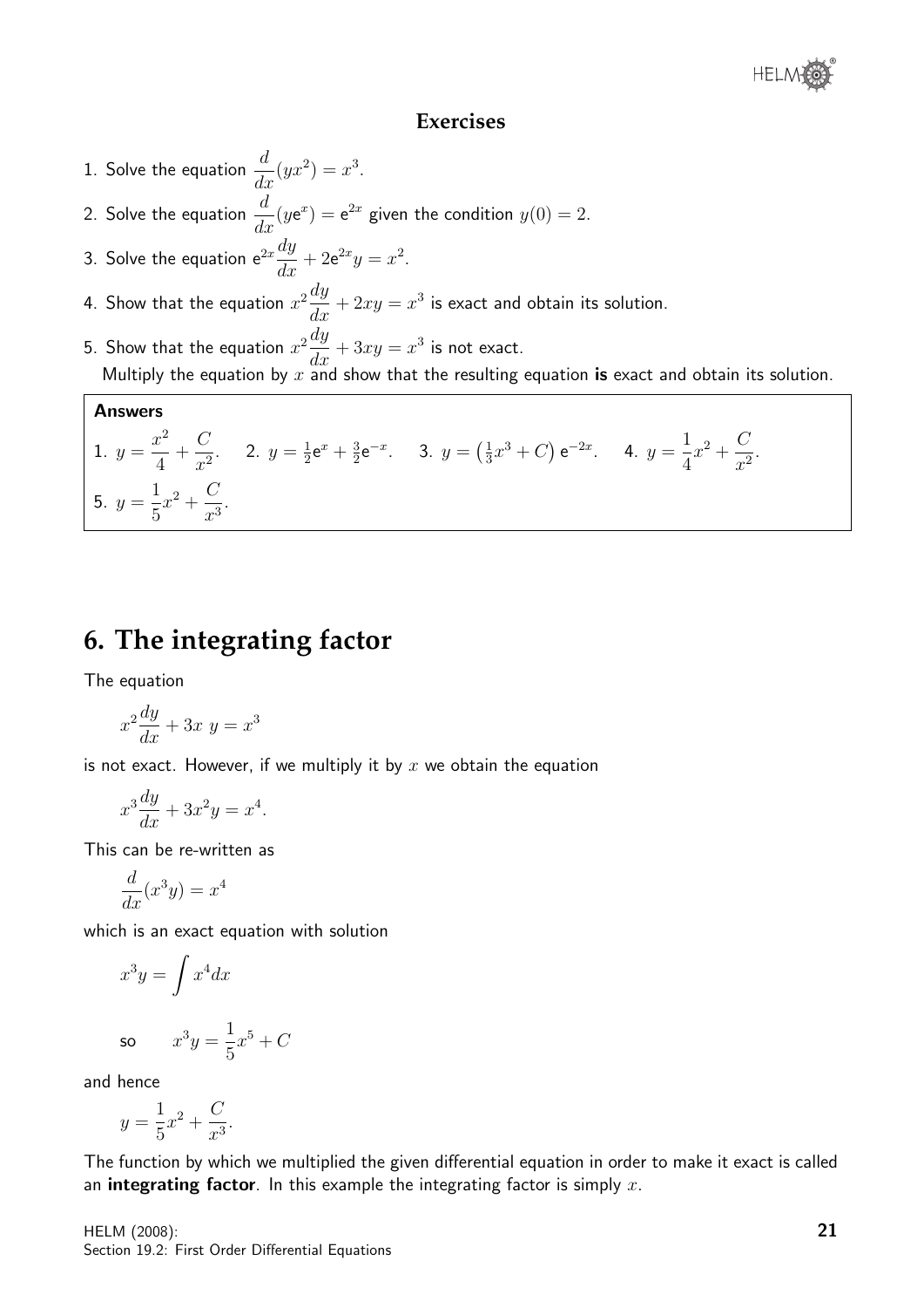### Exercises

1. Solve the equation $\dfrac{d}{dx}(yx^2) = x^3$.

2. Solve the equation $\dfrac{d}{dx}(y\mathrm{e}^x) = \mathrm{e}^{2x}$ given the condition $y(0) = 2$.

3. Solve the equation $\mathrm{e}^{2x}\dfrac{dy}{dx} + 2\mathrm{e}^{2x}y = x^2$.

4. Show that the equation $x^2\dfrac{dy}{dx} + 2xy = x^3$ is exact and obtain its solution.

5. Show that the equation $x^2\dfrac{dy}{dx} + 3xy = x^3$ is not exact.
   Multiply the equation by $x$ and show that the resulting equation **is** exact and obtain its solution.

**Answers**

1. $y = \dfrac{x^2}{4} + \dfrac{C}{x^2}$. 2. $y = \frac{1}{2}\mathrm{e}^x + \frac{3}{2}\mathrm{e}^{-x}$. 3. $y = \left(\frac{1}{3}x^3 + C\right)\mathrm{e}^{-2x}$. 4. $y = \dfrac{1}{4}x^2 + \dfrac{C}{x^2}$.

5. $y = \dfrac{1}{5}x^2 + \dfrac{C}{x^3}$.

## 6. The integrating factor

The equation

$$x^2\frac{dy}{dx} + 3x\ y = x^3$$

is not exact. However, if we multiply it by $x$ we obtain the equation

$$x^3\frac{dy}{dx} + 3x^2y = x^4.$$

This can be re-written as

$$\frac{d}{dx}(x^3y) = x^4$$

which is an exact equation with solution

$$x^3y = \int x^4 dx$$

so $\qquad x^3y = \dfrac{1}{5}x^5 + C$

and hence

$$y = \frac{1}{5}x^2 + \frac{C}{x^3}.$$

The function by which we multiplied the given differential equation in order to make it exact is called an **integrating factor**. In this example the integrating factor is simply $x$.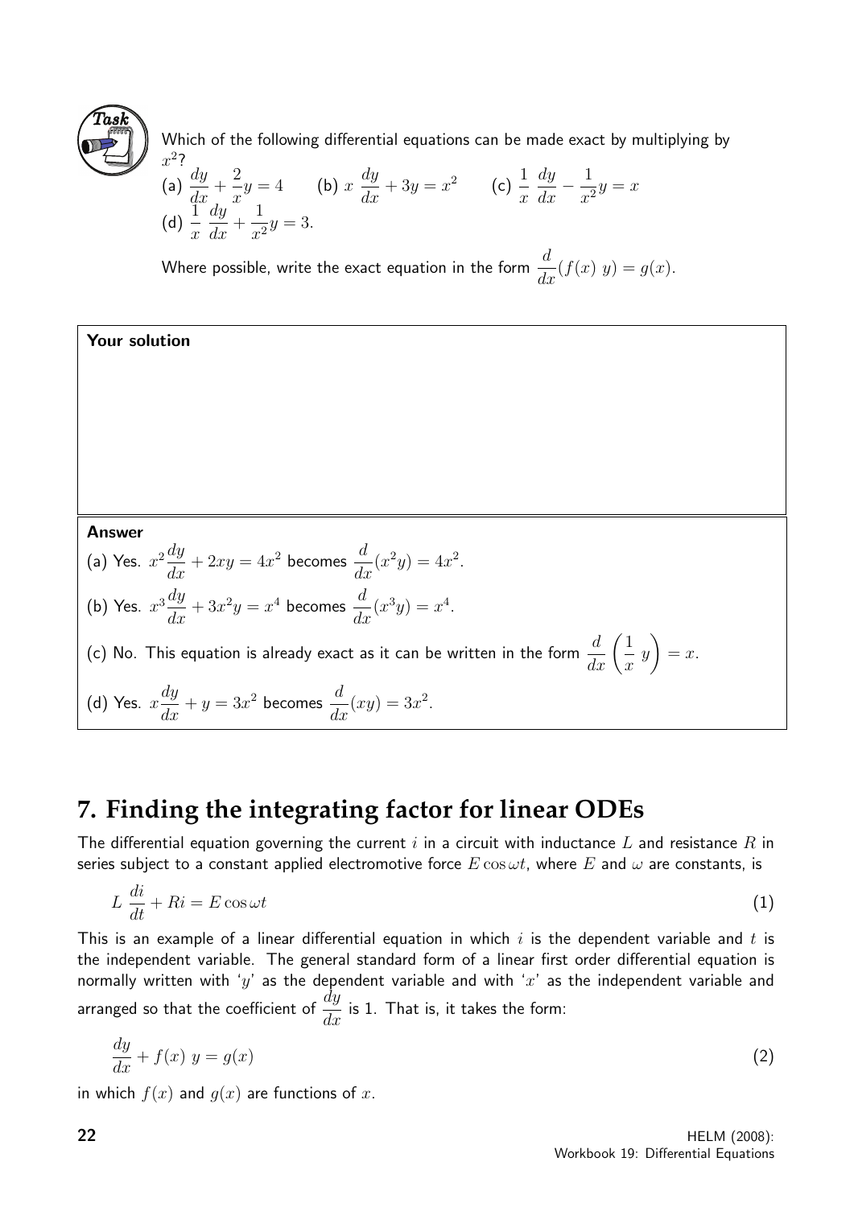**Task**

Which of the following differential equations can be made exact by multiplying by $x^2$?

(a) $\dfrac{dy}{dx} + \dfrac{2}{x}y = 4$ (b) $x\ \dfrac{dy}{dx} + 3y = x^2$ (c) $\dfrac{1}{x}\ \dfrac{dy}{dx} - \dfrac{1}{x^2}y = x$

(d) $\dfrac{1}{x}\ \dfrac{dy}{dx} + \dfrac{1}{x^2}y = 3.$

Where possible, write the exact equation in the form $\dfrac{d}{dx}(f(x)\ y) = g(x)$.

**Your solution**

**Answer**

(a) Yes. $x^2\dfrac{dy}{dx} + 2xy = 4x^2$ becomes $\dfrac{d}{dx}(x^2y) = 4x^2$.

(b) Yes. $x^3\dfrac{dy}{dx} + 3x^2y = x^4$ becomes $\dfrac{d}{dx}(x^3y) = x^4$.

(c) No. This equation is already exact as it can be written in the form $\dfrac{d}{dx}\left(\dfrac{1}{x}\ y\right) = x$.

(d) Yes. $x\dfrac{dy}{dx} + y = 3x^2$ becomes $\dfrac{d}{dx}(xy) = 3x^2$.

## 7. Finding the integrating factor for linear ODEs

The differential equation governing the current $i$ in a circuit with inductance $L$ and resistance $R$ in series subject to a constant applied electromotive force $E\cos\omega t$, where $E$ and $\omega$ are constants, is

$$L\ \frac{di}{dt} + Ri = E\cos\omega t \qquad (1)$$

This is an example of a linear differential equation in which $i$ is the dependent variable and $t$ is the independent variable. The general standard form of a linear first order differential equation is normally written with '$y$' as the dependent variable and with '$x$' as the independent variable and arranged so that the coefficient of $\dfrac{dy}{dx}$ is 1. That is, it takes the form:

$$\frac{dy}{dx} + f(x)\ y = g(x) \qquad (2)$$

in which $f(x)$ and $g(x)$ are functions of $x$.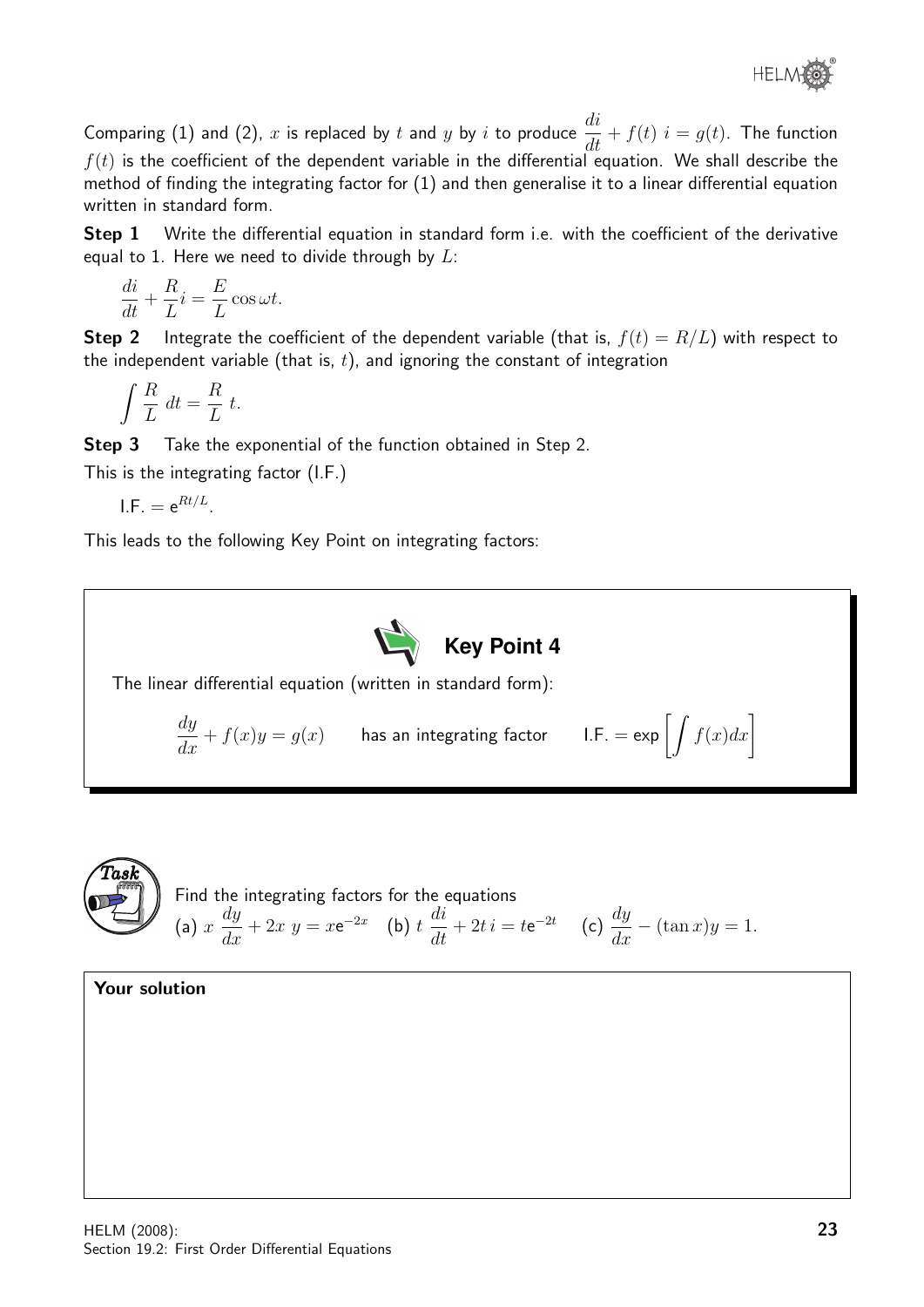Comparing (1) and (2), $x$ is replaced by $t$ and $y$ by $i$ to produce $\dfrac{di}{dt} + f(t)\ i = g(t)$. The function $f(t)$ is the coefficient of the dependent variable in the differential equation. We shall describe the method of finding the integrating factor for (1) and then generalise it to a linear differential equation written in standard form.

**Step 1** Write the differential equation in standard form i.e. with the coefficient of the derivative equal to 1. Here we need to divide through by $L$:

$$\frac{di}{dt} + \frac{R}{L}i = \frac{E}{L}\cos \omega t.$$

**Step 2** Integrate the coefficient of the dependent variable (that is, $f(t) = R/L$) with respect to the independent variable (that is, $t$), and ignoring the constant of integration

$$\int \frac{R}{L}\ dt = \frac{R}{L}\ t.$$

**Step 3** Take the exponential of the function obtained in Step 2.

This is the integrating factor (I.F.)

$$\text{I.F.} = \mathrm{e}^{Rt/L}.$$

This leads to the following Key Point on integrating factors:

**Key Point 4**

The linear differential equation (written in standard form):

$$\frac{dy}{dx} + f(x)y = g(x) \qquad \text{has an integrating factor} \qquad \text{I.F.} = \exp\left[\int f(x)dx\right]$$

**Task**

Find the integrating factors for the equations

(a) $x\ \dfrac{dy}{dx} + 2x\ y = x\mathrm{e}^{-2x}$ (b) $t\ \dfrac{di}{dt} + 2t\,i = t\mathrm{e}^{-2t}$ (c) $\dfrac{dy}{dx} - (\tan x)y = 1.$

**Your solution**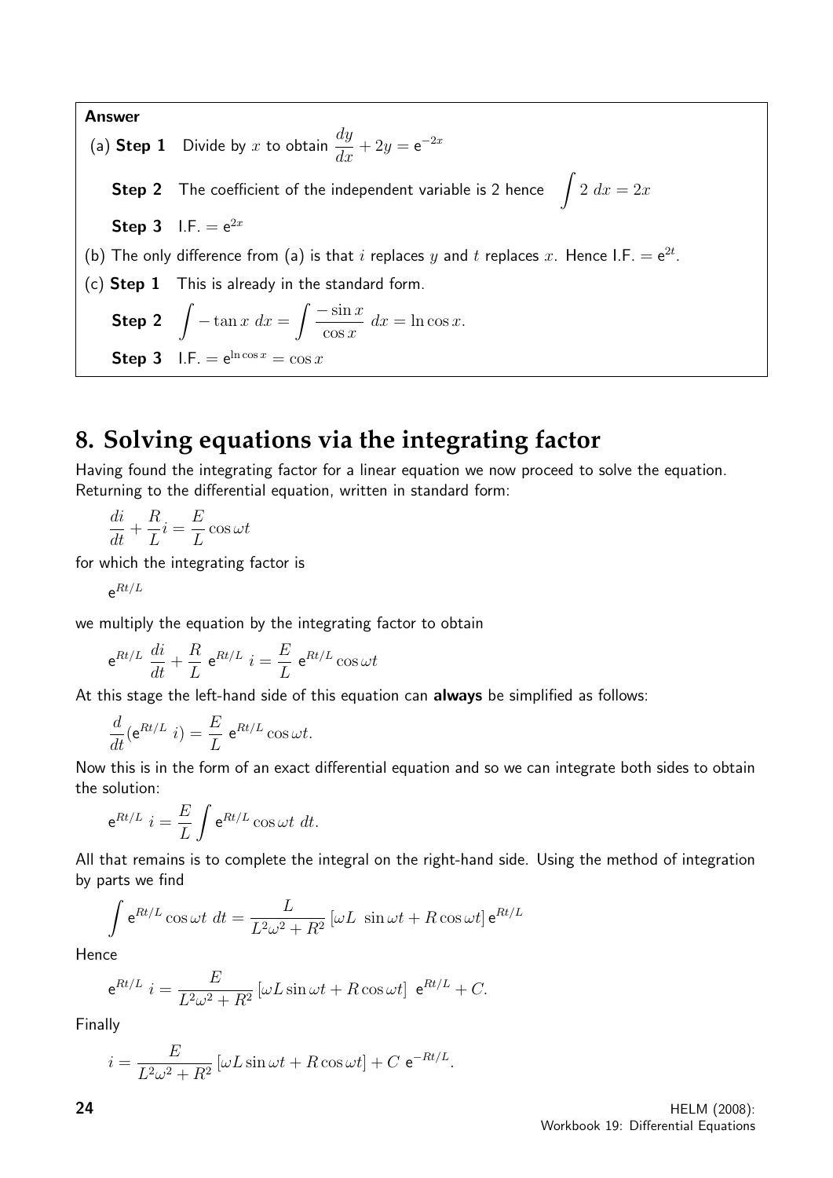**Answer**

(a) **Step 1** Divide by $x$ to obtain $\dfrac{dy}{dx} + 2y = \mathrm{e}^{-2x}$

**Step 2** The coefficient of the independent variable is 2 hence $\displaystyle\int 2\ dx = 2x$

**Step 3** I.F. $= \mathrm{e}^{2x}$

(b) The only difference from (a) is that $i$ replaces $y$ and $t$ replaces $x$. Hence I.F. $= \mathrm{e}^{2t}$.

(c) **Step 1** This is already in the standard form.

**Step 2** $\displaystyle\int -\tan x\ dx = \int \frac{-\sin x}{\cos x}\ dx = \ln\cos x.$

**Step 3** I.F. $= \mathrm{e}^{\ln\cos x} = \cos x$

## 8. Solving equations via the integrating factor

Having found the integrating factor for a linear equation we now proceed to solve the equation. Returning to the differential equation, written in standard form:

$$\frac{di}{dt} + \frac{R}{L}i = \frac{E}{L}\cos\omega t$$

for which the integrating factor is

$$\mathrm{e}^{Rt/L}$$

we multiply the equation by the integrating factor to obtain

$$\mathrm{e}^{Rt/L}\ \frac{di}{dt} + \frac{R}{L}\ \mathrm{e}^{Rt/L}\ i = \frac{E}{L}\ \mathrm{e}^{Rt/L}\cos\omega t$$

At this stage the left-hand side of this equation can **always** be simplified as follows:

$$\frac{d}{dt}(\mathrm{e}^{Rt/L}\ i) = \frac{E}{L}\ \mathrm{e}^{Rt/L}\cos\omega t.$$

Now this is in the form of an exact differential equation and so we can integrate both sides to obtain the solution:

$$\mathrm{e}^{Rt/L}\ i = \frac{E}{L}\int \mathrm{e}^{Rt/L}\cos\omega t\ dt.$$

All that remains is to complete the integral on the right-hand side. Using the method of integration by parts we find

$$\int \mathrm{e}^{Rt/L}\cos\omega t\ dt = \frac{L}{L^2\omega^2 + R^2}\left[\omega L\ \sin\omega t + R\cos\omega t\right]\mathrm{e}^{Rt/L}$$

Hence

$$\mathrm{e}^{Rt/L}\ i = \frac{E}{L^2\omega^2 + R^2}\left[\omega L\sin\omega t + R\cos\omega t\right]\ \mathrm{e}^{Rt/L} + C.$$

Finally

$$i = \frac{E}{L^2\omega^2 + R^2}\left[\omega L\sin\omega t + R\cos\omega t\right] + C\ \mathrm{e}^{-Rt/L}.$$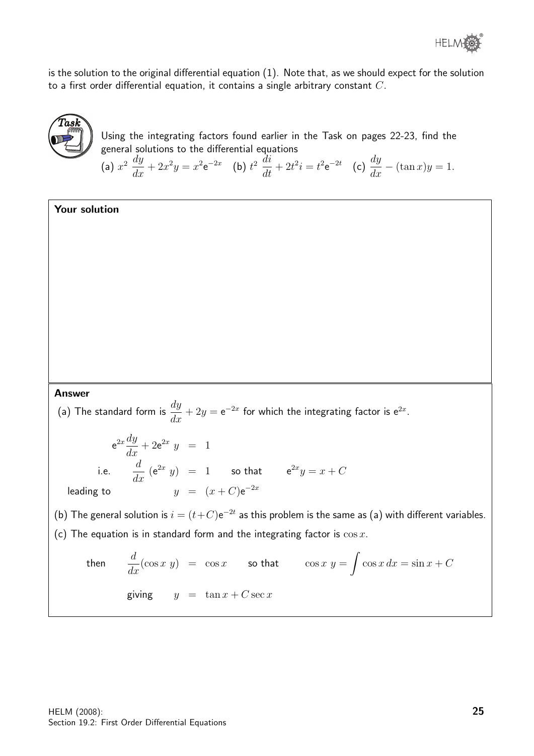is the solution to the original differential equation (1). Note that, as we should expect for the solution to a first order differential equation, it contains a single arbitrary constant $C$.

**Task**

Using the integrating factors found earlier in the Task on pages 22-23, find the general solutions to the differential equations

(a) $x^2 \dfrac{dy}{dx} + 2x^2 y = x^2 e^{-2x}$ (b) $t^2 \dfrac{di}{dt} + 2t^2 i = t^2 e^{-2t}$ (c) $\dfrac{dy}{dx} - (\tan x)y = 1.$

**Your solution**

**Answer**

(a) The standard form is $\dfrac{dy}{dx} + 2y = e^{-2x}$ for which the integrating factor is $e^{2x}$.

$$e^{2x}\frac{dy}{dx} + 2e^{2x}\, y = 1$$

i.e. $\dfrac{d}{dx}\left(e^{2x}\, y\right) = 1$ so that $e^{2x} y = x + C$

leading to $y = (x + C)e^{-2x}$

(b) The general solution is $i = (t+C)e^{-2t}$ as this problem is the same as (a) with different variables.

(c) The equation is in standard form and the integrating factor is $\cos x$.

then $\dfrac{d}{dx}(\cos x\; y) = \cos x$ so that $\cos x\; y = \displaystyle\int \cos x\, dx = \sin x + C$

giving $y = \tan x + C \sec x$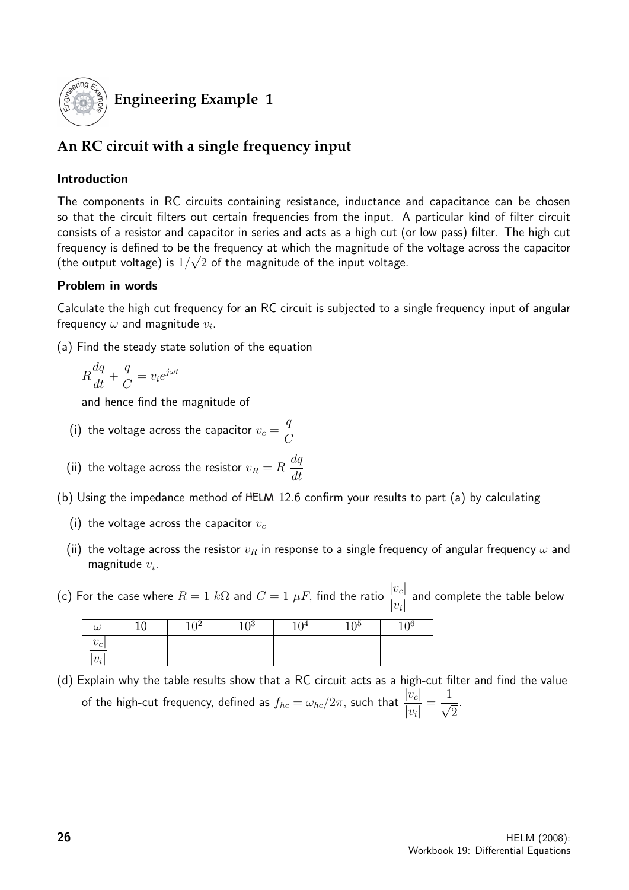## Engineering Example 1

## An RC circuit with a single frequency input

### Introduction

The components in RC circuits containing resistance, inductance and capacitance can be chosen so that the circuit filters out certain frequencies from the input. A particular kind of filter circuit consists of a resistor and capacitor in series and acts as a high cut (or low pass) filter. The high cut frequency is defined to be the frequency at which the magnitude of the voltage across the capacitor (the output voltage) is $1/\sqrt{2}$ of the magnitude of the input voltage.

### Problem in words

Calculate the high cut frequency for an RC circuit is subjected to a single frequency input of angular frequency $\omega$ and magnitude $v_i$.

(a) Find the steady state solution of the equation

$$R\frac{dq}{dt} + \frac{q}{C} = v_i e^{j\omega t}$$

and hence find the magnitude of

(i) the voltage across the capacitor $v_c = \dfrac{q}{C}$

(ii) the voltage across the resistor $v_R = R\,\dfrac{dq}{dt}$

(b) Using the impedance method of HELM 12.6 confirm your results to part (a) by calculating

(i) the voltage across the capacitor $v_c$

(ii) the voltage across the resistor $v_R$ in response to a single frequency of angular frequency $\omega$ and magnitude $v_i$.

(c) For the case where $R = 1\ k\Omega$ and $C = 1\ \mu F$, find the ratio $\dfrac{|v_c|}{|v_i|}$ and complete the table below

| $\omega$ | 10 | $10^2$ | $10^3$ | $10^4$ | $10^5$ | $10^6$ |
|---|---|---|---|---|---|---|
| $\dfrac{\lvert v_c\rvert}{\lvert v_i\rvert}$ | | | | | | |

(d) Explain why the table results show that a RC circuit acts as a high-cut filter and find the value of the high-cut frequency, defined as $f_{hc} = \omega_{hc}/2\pi$, such that $\dfrac{|v_c|}{|v_i|} = \dfrac{1}{\sqrt{2}}$.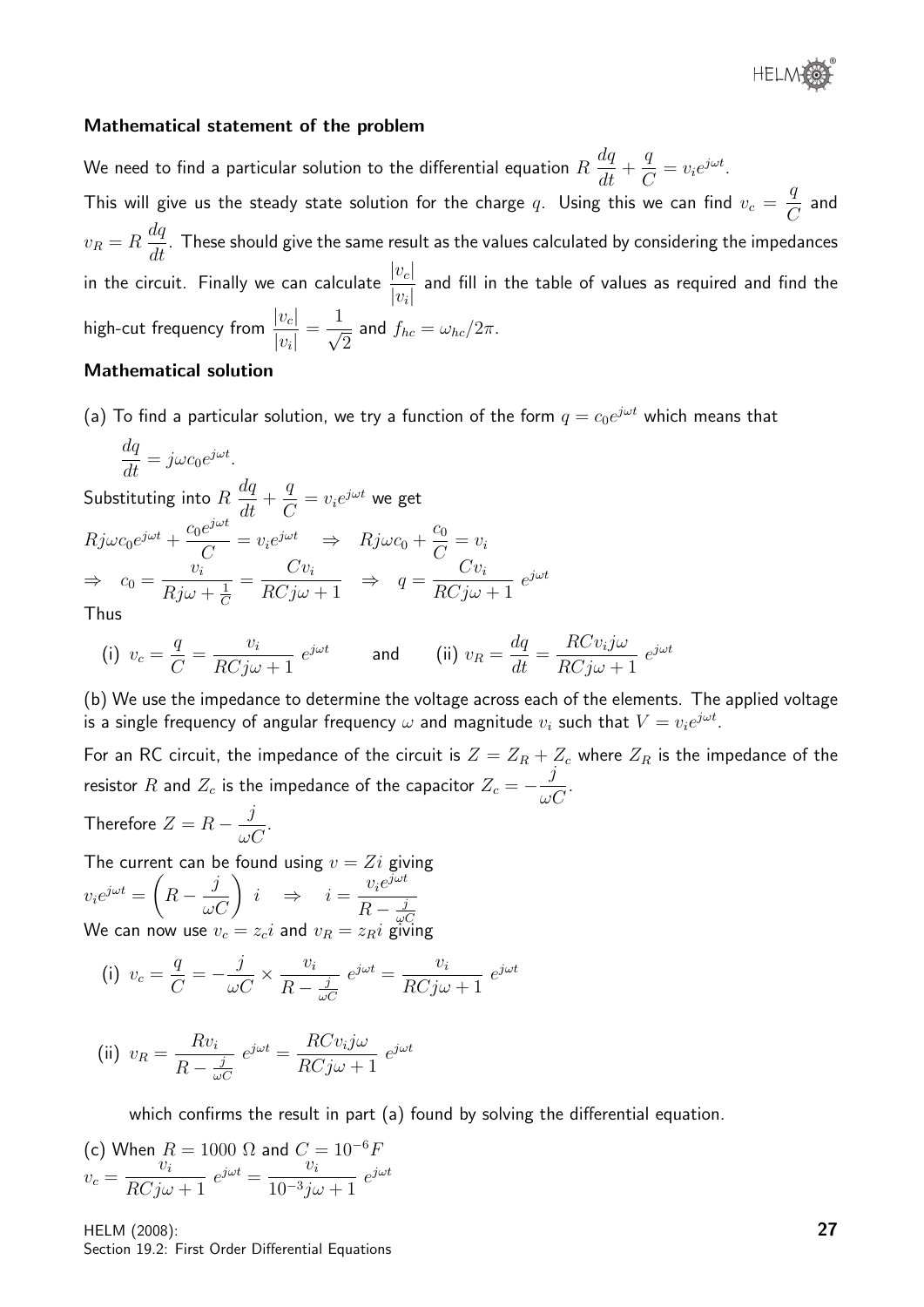**Mathematical statement of the problem**

We need to find a particular solution to the differential equation $R\,\dfrac{dq}{dt} + \dfrac{q}{C} = v_i e^{j\omega t}$.

This will give us the steady state solution for the charge $q$. Using this we can find $v_c = \dfrac{q}{C}$ and $v_R = R\,\dfrac{dq}{dt}$. These should give the same result as the values calculated by considering the impedances in the circuit. Finally we can calculate $\dfrac{|v_c|}{|v_i|}$ and fill in the table of values as required and find the high-cut frequency from $\dfrac{|v_c|}{|v_i|} = \dfrac{1}{\sqrt{2}}$ and $f_{hc} = \omega_{hc}/2\pi$.

**Mathematical solution**

(a) To find a particular solution, we try a function of the form $q = c_0 e^{j\omega t}$ which means that

$$\frac{dq}{dt} = j\omega c_0 e^{j\omega t}.$$

Substituting into $R\,\dfrac{dq}{dt} + \dfrac{q}{C} = v_i e^{j\omega t}$ we get

$$Rj\omega c_0 e^{j\omega t} + \frac{c_0 e^{j\omega t}}{C} = v_i e^{j\omega t} \quad \Rightarrow \quad Rj\omega c_0 + \frac{c_0}{C} = v_i$$

$$\Rightarrow \quad c_0 = \frac{v_i}{Rj\omega + \frac{1}{C}} = \frac{Cv_i}{RCj\omega + 1} \quad \Rightarrow \quad q = \frac{Cv_i}{RCj\omega + 1}\; e^{j\omega t}$$

Thus

(i) $v_c = \dfrac{q}{C} = \dfrac{v_i}{RCj\omega + 1}\; e^{j\omega t}$ and (ii) $v_R = \dfrac{dq}{dt} = \dfrac{RCv_i j\omega}{RCj\omega + 1}\; e^{j\omega t}$

(b) We use the impedance to determine the voltage across each of the elements. The applied voltage is a single frequency of angular frequency $\omega$ and magnitude $v_i$ such that $V = v_i e^{j\omega t}$.

For an RC circuit, the impedance of the circuit is $Z = Z_R + Z_c$ where $Z_R$ is the impedance of the resistor $R$ and $Z_c$ is the impedance of the capacitor $Z_c = -\dfrac{j}{\omega C}$.

Therefore $Z = R - \dfrac{j}{\omega C}$.

The current can be found using $v = Zi$ giving

$$v_i e^{j\omega t} = \left( R - \frac{j}{\omega C} \right) i \quad \Rightarrow \quad i = \frac{v_i e^{j\omega t}}{R - \frac{j}{\omega C}}$$

We can now use $v_c = z_c i$ and $v_R = z_R i$ giving

(i) $v_c = \dfrac{q}{C} = -\dfrac{j}{\omega C} \times \dfrac{v_i}{R - \frac{j}{\omega C}}\; e^{j\omega t} = \dfrac{v_i}{RCj\omega + 1}\; e^{j\omega t}$

(ii) $v_R = \dfrac{Rv_i}{R - \frac{j}{\omega C}}\; e^{j\omega t} = \dfrac{RCv_i j\omega}{RCj\omega + 1}\; e^{j\omega t}$

which confirms the result in part (a) found by solving the differential equation.

(c) When $R = 1000\ \Omega$ and $C = 10^{-6} F$

$$v_c = \frac{v_i}{RCj\omega + 1}\; e^{j\omega t} = \frac{v_i}{10^{-3} j\omega + 1}\; e^{j\omega t}$$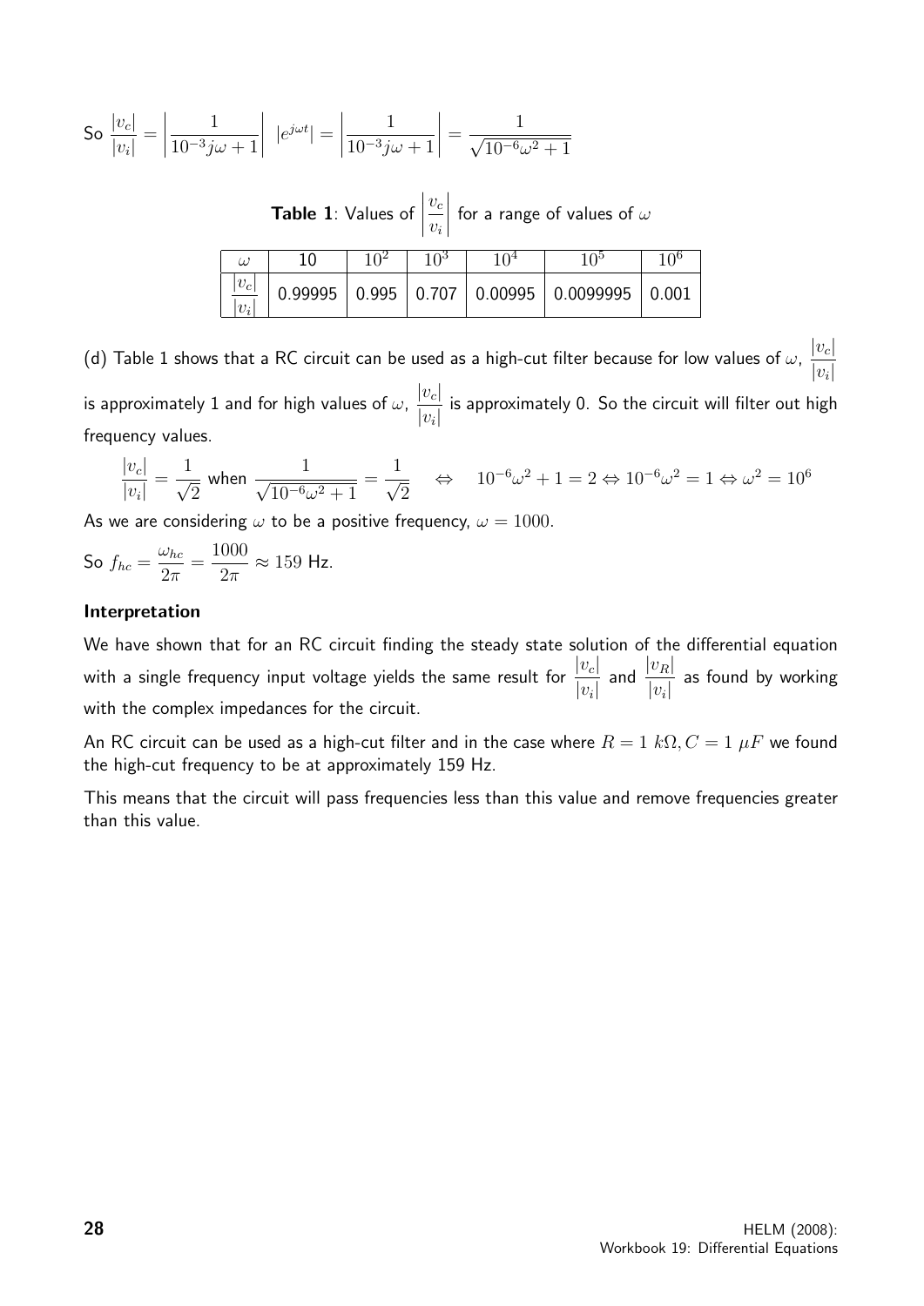So $\dfrac{|v_c|}{|v_i|} = \left|\dfrac{1}{10^{-3}j\omega + 1}\right| \; |e^{j\omega t}| = \left|\dfrac{1}{10^{-3}j\omega + 1}\right| = \dfrac{1}{\sqrt{10^{-6}\omega^2 + 1}}$

**Table 1**: Values of $\left|\dfrac{v_c}{v_i}\right|$ for a range of values of $\omega$

| $\omega$ | 10 | $10^2$ | $10^3$ | $10^4$ | $10^5$ | $10^6$ |
|---|---|---|---|---|---|---|
| $\dfrac{\lvert v_c\rvert}{\lvert v_i\rvert}$ | 0.99995 | 0.995 | 0.707 | 0.00995 | 0.0099995 | 0.001 |

(d) Table 1 shows that a RC circuit can be used as a high-cut filter because for low values of $\omega$, $\dfrac{|v_c|}{|v_i|}$ is approximately 1 and for high values of $\omega$, $\dfrac{|v_c|}{|v_i|}$ is approximately 0. So the circuit will filter out high frequency values.

$$\frac{|v_c|}{|v_i|} = \frac{1}{\sqrt{2}} \text{ when } \frac{1}{\sqrt{10^{-6}\omega^2 + 1}} = \frac{1}{\sqrt{2}} \quad \Leftrightarrow \quad 10^{-6}\omega^2 + 1 = 2 \Leftrightarrow 10^{-6}\omega^2 = 1 \Leftrightarrow \omega^2 = 10^6$$

As we are considering $\omega$ to be a positive frequency, $\omega = 1000$.

So $f_{hc} = \dfrac{\omega_{hc}}{2\pi} = \dfrac{1000}{2\pi} \approx 159$ Hz.

**Interpretation**

We have shown that for an RC circuit finding the steady state solution of the differential equation with a single frequency input voltage yields the same result for $\dfrac{|v_c|}{|v_i|}$ and $\dfrac{|v_R|}{|v_i|}$ as found by working with the complex impedances for the circuit.

An RC circuit can be used as a high-cut filter and in the case where $R = 1\ k\Omega, C = 1\ \mu F$ we found the high-cut frequency to be at approximately 159 Hz.

This means that the circuit will pass frequencies less than this value and remove frequencies greater than this value.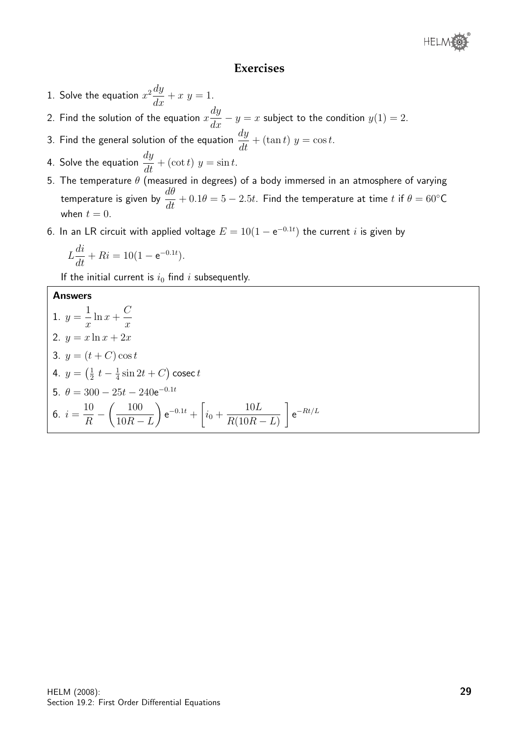## Exercises

1. Solve the equation $x^2\dfrac{dy}{dx} + x\ y = 1$.

2. Find the solution of the equation $x\dfrac{dy}{dx} - y = x$ subject to the condition $y(1) = 2$.

3. Find the general solution of the equation $\dfrac{dy}{dt} + (\tan t)\ y = \cos t$.

4. Solve the equation $\dfrac{dy}{dt} + (\cot t)\ y = \sin t$.

5. The temperature $\theta$ (measured in degrees) of a body immersed in an atmosphere of varying temperature is given by $\dfrac{d\theta}{dt} + 0.1\theta = 5 - 2.5t$. Find the temperature at time $t$ if $\theta = 60°$C when $t = 0$.

6. In an LR circuit with applied voltage $E = 10(1 - \mathsf{e}^{-0.1t})$ the current $i$ is given by

   $$L\frac{di}{dt} + Ri = 10(1 - \mathsf{e}^{-0.1t}).$$

   If the initial current is $i_0$ find $i$ subsequently.

**Answers**

1. $y = \dfrac{1}{x}\ln x + \dfrac{C}{x}$

2. $y = x\ln x + 2x$

3. $y = (t + C)\cos t$

4. $y = \left(\frac{1}{2}\ t - \frac{1}{4}\sin 2t + C\right)\mathsf{cosec}\, t$

5. $\theta = 300 - 25t - 240\mathsf{e}^{-0.1t}$

6. $i = \dfrac{10}{R} - \left(\dfrac{100}{10R - L}\right)\mathsf{e}^{-0.1t} + \left[i_0 + \dfrac{10L}{R(10R - L)}\right]\mathsf{e}^{-Rt/L}$